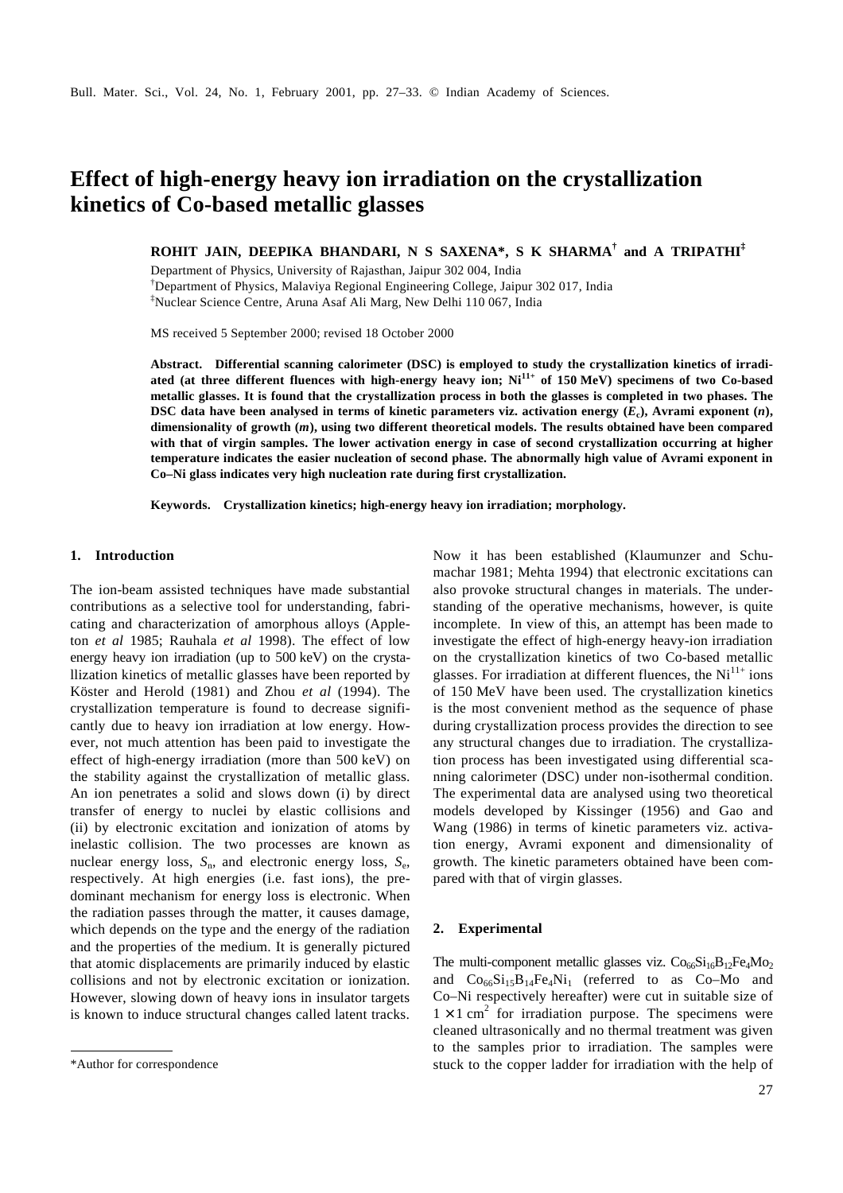# Effect of high-energy heavy ion irradiation on the crystallization kinetics of Co-based metallic glasses

**ROHIT JAIN, DEEPIKA BHANDARI, N S SAXENA\*, S K SHARMA[†] and A TRIPATHI[‡]**

Department of Physics, University of Rajasthan, Jaipur 302 004, India
[†]Department of Physics, Malaviya Regional Engineering College, Jaipur 302 017, India
[‡]Nuclear Science Centre, Aruna Asaf Ali Marg, New Delhi 110 067, India

MS received 5 September 2000; revised 18 October 2000

**Abstract. Differential scanning calorimeter (DSC) is employed to study the crystallization kinetics of irradiated (at three different fluences with high-energy heavy ion; $Ni^{11+}$ of 150 MeV) specimens of two Co-based metallic glasses. It is found that the crystallization process in both the glasses is completed in two phases. The DSC data have been analysed in terms of kinetic parameters viz. activation energy ($E_c$), Avrami exponent ($n$), dimensionality of growth ($m$), using two different theoretical models. The results obtained have been compared with that of virgin samples. The lower activation energy in case of second crystallization occurring at higher temperature indicates the easier nucleation of second phase. The abnormally high value of Avrami exponent in Co–Ni glass indicates very high nucleation rate during first crystallization.**

**Keywords. Crystallization kinetics; high-energy heavy ion irradiation; morphology.**

## 1. Introduction

The ion-beam assisted techniques have made substantial contributions as a selective tool for understanding, fabricating and characterization of amorphous alloys (Appleton *et al* 1985; Rauhala *et al* 1998). The effect of low energy heavy ion irradiation (up to 500 keV) on the crystallization kinetics of metallic glasses have been reported by Köster and Herold (1981) and Zhou *et al* (1994). The crystallization temperature is found to decrease significantly due to heavy ion irradiation at low energy. However, not much attention has been paid to investigate the effect of high-energy irradiation (more than 500 keV) on the stability against the crystallization of metallic glass. An ion penetrates a solid and slows down (i) by direct transfer of energy to nuclei by elastic collisions and (ii) by electronic excitation and ionization of atoms by inelastic collision. The two processes are known as nuclear energy loss, $S_n$, and electronic energy loss, $S_e$, respectively. At high energies (i.e. fast ions), the predominant mechanism for energy loss is electronic. When the radiation passes through the matter, it causes damage, which depends on the type and the energy of the radiation and the properties of the medium. It is generally pictured that atomic displacements are primarily induced by elastic collisions and not by electronic excitation or ionization. However, slowing down of heavy ions in insulator targets is known to induce structural changes called latent tracks. Now it has been established (Klaumunzer and Schumachar 1981; Mehta 1994) that electronic excitations can also provoke structural changes in materials. The understanding of the operative mechanisms, however, is quite incomplete. In view of this, an attempt has been made to investigate the effect of high-energy heavy-ion irradiation on the crystallization kinetics of two Co-based metallic glasses. For irradiation at different fluences, the $Ni^{11+}$ ions of 150 MeV have been used. The crystallization kinetics is the most convenient method as the sequence of phase during crystallization process provides the direction to see any structural changes due to irradiation. The crystallization process has been investigated using differential scanning calorimeter (DSC) under non-isothermal condition. The experimental data are analysed using two theoretical models developed by Kissinger (1956) and Gao and Wang (1986) in terms of kinetic parameters viz. activation energy, Avrami exponent and dimensionality of growth. The kinetic parameters obtained have been compared with that of virgin glasses.

## 2. Experimental

The multi-component metallic glasses viz. $Co_{66}Si_{16}B_{12}Fe_4Mo_2$ and $Co_{66}Si_{15}B_{14}Fe_4Ni_1$ (referred to as Co–Mo and Co–Ni respectively hereafter) were cut in suitable size of $1 \times 1$ cm$^2$ for irradiation purpose. The specimens were cleaned ultrasonically and no thermal treatment was given to the samples prior to irradiation. The samples were stuck to the copper ladder for irradiation with the help of

\*Author for correspondence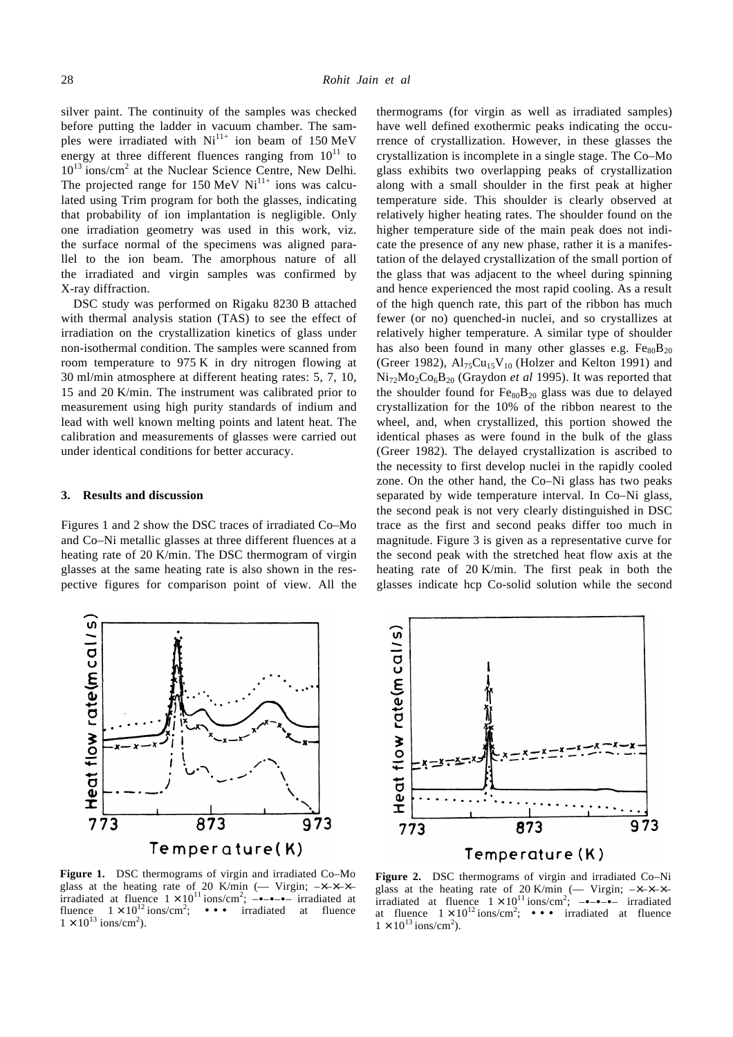silver paint. The continuity of the samples was checked before putting the ladder in vacuum chamber. The samples were irradiated with $Ni^{11+}$ ion beam of 150 MeV energy at three different fluences ranging from $10^{11}$ to $10^{13}$ ions/cm$^2$ at the Nuclear Science Centre, New Delhi. The projected range for 150 MeV $Ni^{11+}$ ions was calculated using Trim program for both the glasses, indicating that probability of ion implantation is negligible. Only one irradiation geometry was used in this work, viz. the surface normal of the specimens was aligned parallel to the ion beam. The amorphous nature of all the irradiated and virgin samples was confirmed by X-ray diffraction.

DSC study was performed on Rigaku 8230 B attached with thermal analysis station (TAS) to see the effect of irradiation on the crystallization kinetics of glass under non-isothermal condition. The samples were scanned from room temperature to 975 K in dry nitrogen flowing at 30 ml/min atmosphere at different heating rates: 5, 7, 10, 15 and 20 K/min. The instrument was calibrated prior to measurement using high purity standards of indium and lead with well known melting points and latent heat. The calibration and measurements of glasses were carried out under identical conditions for better accuracy.

## 3. Results and discussion

Figures 1 and 2 show the DSC traces of irradiated Co–Mo and Co–Ni metallic glasses at three different fluences at a heating rate of 20 K/min. The DSC thermogram of virgin glasses at the same heating rate is also shown in the respective figures for comparison point of view. All the thermograms (for virgin as well as irradiated samples) have well defined exothermic peaks indicating the occurrence of crystallization. However, in these glasses the crystallization is incomplete in a single stage. The Co–Mo glass exhibits two overlapping peaks of crystallization along with a small shoulder in the first peak at higher temperature side. This shoulder is clearly observed at relatively higher heating rates. The shoulder found on the higher temperature side of the main peak does not indicate the presence of any new phase, rather it is a manifestation of the delayed crystallization of the small portion of the glass that was adjacent to the wheel during spinning and hence experienced the most rapid cooling. As a result of the high quench rate, this part of the ribbon has much fewer (or no) quenched-in nuclei, and so crystallizes at relatively higher temperature. A similar type of shoulder has also been found in many other glasses e.g. $Fe_{80}B_{20}$ (Greer 1982), $Al_{75}Cu_{15}V_{10}$ (Holzer and Kelton 1991) and $Ni_{72}Mo_2Co_6B_{20}$ (Graydon *et al* 1995). It was reported that the shoulder found for $Fe_{80}B_{20}$ glass was due to delayed crystallization for the 10% of the ribbon nearest to the wheel, and, when crystallized, this portion showed the identical phases as were found in the bulk of the glass (Greer 1982). The delayed crystallization is ascribed to the necessity to first develop nuclei in the rapidly cooled zone. On the other hand, the Co–Ni glass has two peaks separated by wide temperature interval. In Co–Ni glass, the second peak is not very clearly distinguished in DSC trace as the first and second peaks differ too much in magnitude. Figure 3 is given as a representative curve for the second peak with the stretched heat flow axis at the heating rate of 20 K/min. The first peak in both the glasses indicate hcp Co-solid solution while the second

**Figure 1.** DSC thermograms of virgin and irradiated Co–Mo glass at the heating rate of 20 K/min (— Virgin; –×–×–× irradiated at fluence $1 \times 10^{11}$ ions/cm$^2$; –•–•–•– irradiated at fluence $1 \times 10^{12}$ ions/cm$^2$; • • • irradiated at fluence $1 \times 10^{13}$ ions/cm$^2$).

**Figure 2.** DSC thermograms of virgin and irradiated Co–Ni glass at the heating rate of 20 K/min (— Virgin; –×–×–× irradiated at fluence $1 \times 10^{11}$ ions/cm$^2$; –•–•–•– irradiated at fluence $1 \times 10^{12}$ ions/cm$^2$; • • • irradiated at fluence $1 \times 10^{13}$ ions/cm$^2$).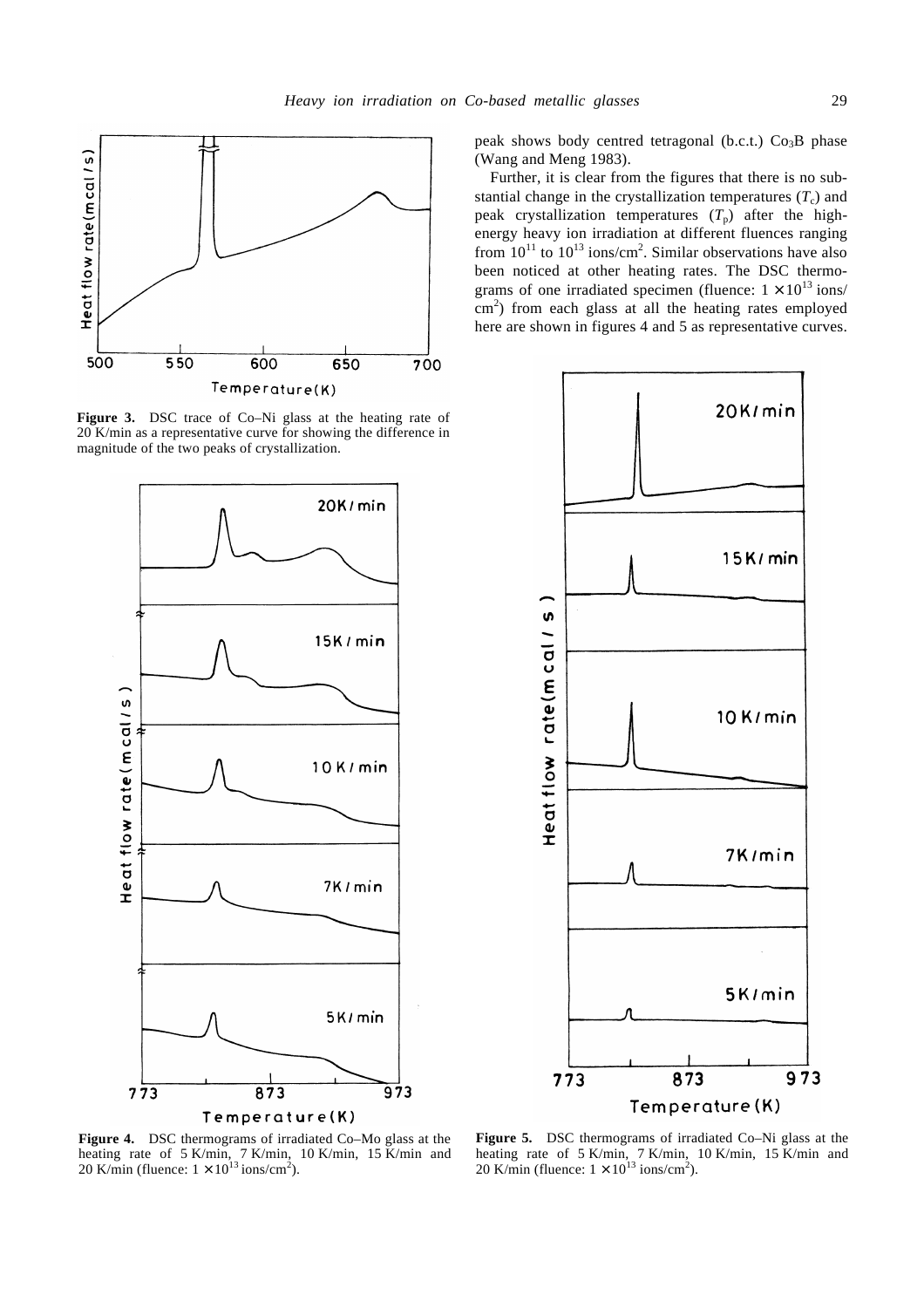peak shows body centred tetragonal (b.c.t.) $Co_3B$ phase (Wang and Meng 1983).

Further, it is clear from the figures that there is no substantial change in the crystallization temperatures ($T_c$) and peak crystallization temperatures ($T_p$) after the high-energy heavy ion irradiation at different fluences ranging from $10^{11}$ to $10^{13}$ ions/cm$^2$. Similar observations have also been noticed at other heating rates. The DSC thermograms of one irradiated specimen (fluence: $1 \times 10^{13}$ ions/cm$^2$) from each glass at all the heating rates employed here are shown in figures 4 and 5 as representative curves.

**Figure 3.** DSC trace of Co–Ni glass at the heating rate of 20 K/min as a representative curve for showing the difference in magnitude of the two peaks of crystallization.

**Figure 4.** DSC thermograms of irradiated Co–Mo glass at the heating rate of 5 K/min, 7 K/min, 10 K/min, 15 K/min and 20 K/min (fluence: $1 \times 10^{13}$ ions/cm$^2$).

**Figure 5.** DSC thermograms of irradiated Co–Ni glass at the heating rate of 5 K/min, 7 K/min, 10 K/min, 15 K/min and 20 K/min (fluence: $1 \times 10^{13}$ ions/cm$^2$).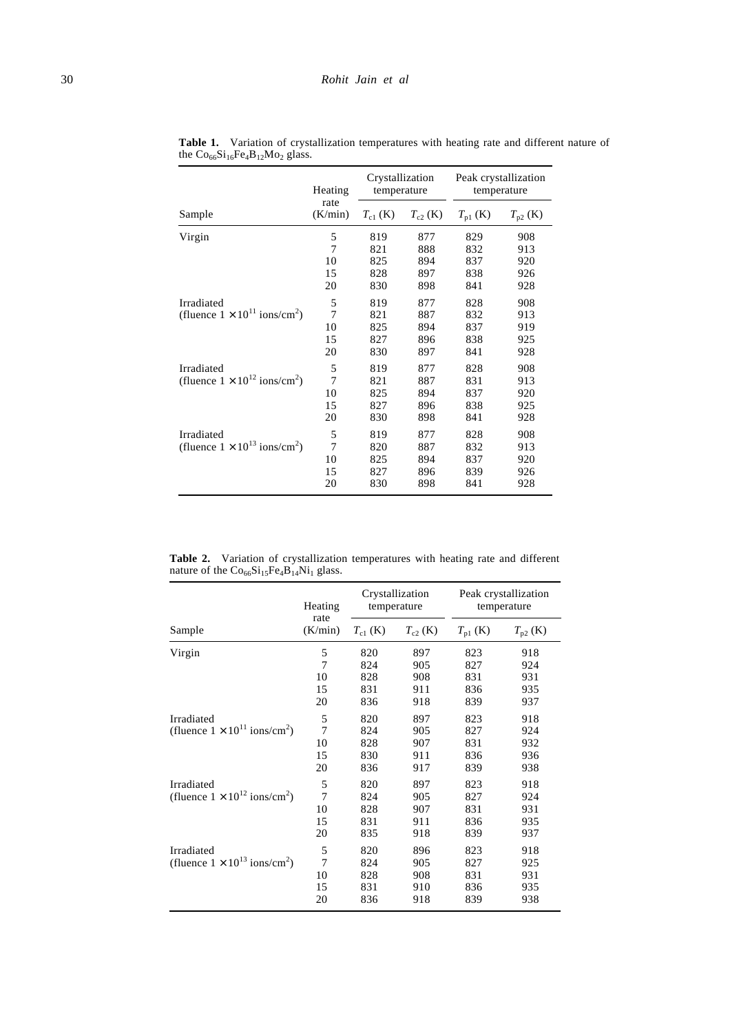**Table 1.** Variation of crystallization temperatures with heating rate and different nature of the $Co_{66}Si_{16}Fe_4B_{12}Mo_2$ glass.

| Sample | Heating rate | Crystallization temperature | | Peak crystallization temperature | |
|---|---|---|---|---|---|
| | (K/min) | $T_{c1}$ (K) | $T_{c2}$ (K) | $T_{p1}$ (K) | $T_{p2}$ (K) |
| Virgin | 5 | 819 | 877 | 829 | 908 |
| | 7 | 821 | 888 | 832 | 913 |
| | 10 | 825 | 894 | 837 | 920 |
| | 15 | 828 | 897 | 838 | 926 |
| | 20 | 830 | 898 | 841 | 928 |
| Irradiated (fluence $1 \times 10^{11}$ ions/cm$^2$) | 5 | 819 | 877 | 828 | 908 |
| | 7 | 821 | 887 | 832 | 913 |
| | 10 | 825 | 894 | 837 | 919 |
| | 15 | 827 | 896 | 838 | 925 |
| | 20 | 830 | 897 | 841 | 928 |
| Irradiated (fluence $1 \times 10^{12}$ ions/cm$^2$) | 5 | 819 | 877 | 828 | 908 |
| | 7 | 821 | 887 | 831 | 913 |
| | 10 | 825 | 894 | 837 | 920 |
| | 15 | 827 | 896 | 838 | 925 |
| | 20 | 830 | 898 | 841 | 928 |
| Irradiated (fluence $1 \times 10^{13}$ ions/cm$^2$) | 5 | 819 | 877 | 828 | 908 |
| | 7 | 820 | 887 | 832 | 913 |
| | 10 | 825 | 894 | 837 | 920 |
| | 15 | 827 | 896 | 839 | 926 |
| | 20 | 830 | 898 | 841 | 928 |

**Table 2.** Variation of crystallization temperatures with heating rate and different nature of the $Co_{66}Si_{15}Fe_4B_{14}Ni_1$ glass.

| Sample | Heating rate | Crystallization temperature | | Peak crystallization temperature | |
|---|---|---|---|---|---|
| | (K/min) | $T_{c1}$ (K) | $T_{c2}$ (K) | $T_{p1}$ (K) | $T_{p2}$ (K) |
| Virgin | 5 | 820 | 897 | 823 | 918 |
| | 7 | 824 | 905 | 827 | 924 |
| | 10 | 828 | 908 | 831 | 931 |
| | 15 | 831 | 911 | 836 | 935 |
| | 20 | 836 | 918 | 839 | 937 |
| Irradiated (fluence $1 \times 10^{11}$ ions/cm$^2$) | 5 | 820 | 897 | 823 | 918 |
| | 7 | 824 | 905 | 827 | 924 |
| | 10 | 828 | 907 | 831 | 932 |
| | 15 | 830 | 911 | 836 | 936 |
| | 20 | 836 | 917 | 839 | 938 |
| Irradiated (fluence $1 \times 10^{12}$ ions/cm$^2$) | 5 | 820 | 897 | 823 | 918 |
| | 7 | 824 | 905 | 827 | 924 |
| | 10 | 828 | 907 | 831 | 931 |
| | 15 | 831 | 911 | 836 | 935 |
| | 20 | 835 | 918 | 839 | 937 |
| Irradiated (fluence $1 \times 10^{13}$ ions/cm$^2$) | 5 | 820 | 896 | 823 | 918 |
| | 7 | 824 | 905 | 827 | 925 |
| | 10 | 828 | 908 | 831 | 931 |
| | 15 | 831 | 910 | 836 | 935 |
| | 20 | 836 | 918 | 839 | 938 |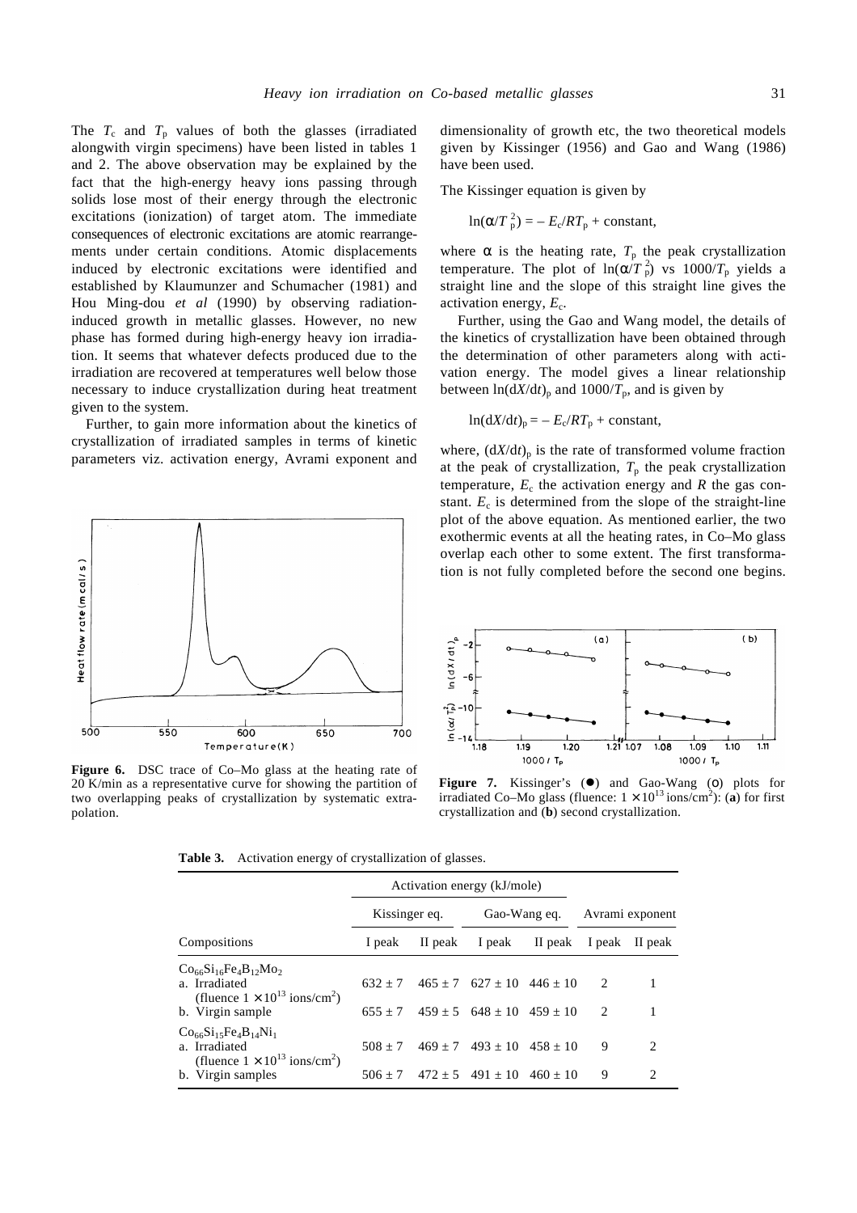The $T_c$ and $T_p$ values of both the glasses (irradiated alongwith virgin specimens) have been listed in tables 1 and 2. The above observation may be explained by the fact that the high-energy heavy ions passing through solids lose most of their energy through the electronic excitations (ionization) of target atom. The immediate consequences of electronic excitations are atomic rearrangements under certain conditions. Atomic displacements induced by electronic excitations were identified and established by Klaumunzer and Schumacher (1981) and Hou Ming-dou *et al* (1990) by observing radiation-induced growth in metallic glasses. However, no new phase has formed during high-energy heavy ion irradiation. It seems that whatever defects produced due to the irradiation are recovered at temperatures well below those necessary to induce crystallization during heat treatment given to the system.

Further, to gain more information about the kinetics of crystallization of irradiated samples in terms of kinetic parameters viz. activation energy, Avrami exponent and dimensionality of growth etc, the two theoretical models given by Kissinger (1956) and Gao and Wang (1986) have been used.

**Figure 6.** DSC trace of Co–Mo glass at the heating rate of 20 K/min as a representative curve for showing the partition of two overlapping peaks of crystallization by systematic extrapolation.

The Kissinger equation is given by

$$\ln(\alpha/T_p^2) = -E_c/RT_p + \text{constant},$$

where $\alpha$ is the heating rate, $T_p$ the peak crystallization temperature. The plot of $\ln(\alpha/T_p^2)$ vs $1000/T_p$ yields a straight line and the slope of this straight line gives the activation energy, $E_c$.

Further, using the Gao and Wang model, the details of the kinetics of crystallization have been obtained through the determination of other parameters along with activation energy. The model gives a linear relationship between $\ln(dX/dt)_p$ and $1000/T_p$, and is given by

$$\ln(dX/dt)_p = -E_c/RT_p + \text{constant},$$

where, $(dX/dt)_p$ is the rate of transformed volume fraction at the peak of crystallization, $T_p$ the peak crystallization temperature, $E_c$ the activation energy and $R$ the gas constant. $E_c$ is determined from the slope of the straight-line plot of the above equation. As mentioned earlier, the two exothermic events at all the heating rates, in Co–Mo glass overlap each other to some extent. The first transformation is not fully completed before the second one begins.

**Figure 7.** Kissinger's (●) and Gao-Wang (o) plots for irradiated Co–Mo glass (fluence: $1 \times 10^{13}$ ions/cm$^2$): (**a**) for first crystallization and (**b**) second crystallization.

**Table 3.** Activation energy of crystallization of glasses.

| Compositions | Activation energy (kJ/mole) | | | | Avrami exponent | |
|---|---|---|---|---|---|---|
| | Kissinger eq. | | Gao-Wang eq. | | | |
| | I peak | II peak | I peak | II peak | I peak | II peak |
| $Co_{66}Si_{16}Fe_4B_{12}Mo_2$ | | | | | | |
| a. Irradiated (fluence $1 \times 10^{13}$ ions/cm$^2$) | $632 \pm 7$ | $465 \pm 7$ | $627 \pm 10$ | $446 \pm 10$ | 2 | 1 |
| b. Virgin sample | $655 \pm 7$ | $459 \pm 5$ | $648 \pm 10$ | $459 \pm 10$ | 2 | 1 |
| $Co_{66}Si_{15}Fe_4B_{14}Ni_1$ | | | | | | |
| a. Irradiated (fluence $1 \times 10^{13}$ ions/cm$^2$) | $508 \pm 7$ | $469 \pm 7$ | $493 \pm 10$ | $458 \pm 10$ | 9 | 2 |
| b. Virgin samples | $506 \pm 7$ | $472 \pm 5$ | $491 \pm 10$ | $460 \pm 10$ | 9 | 2 |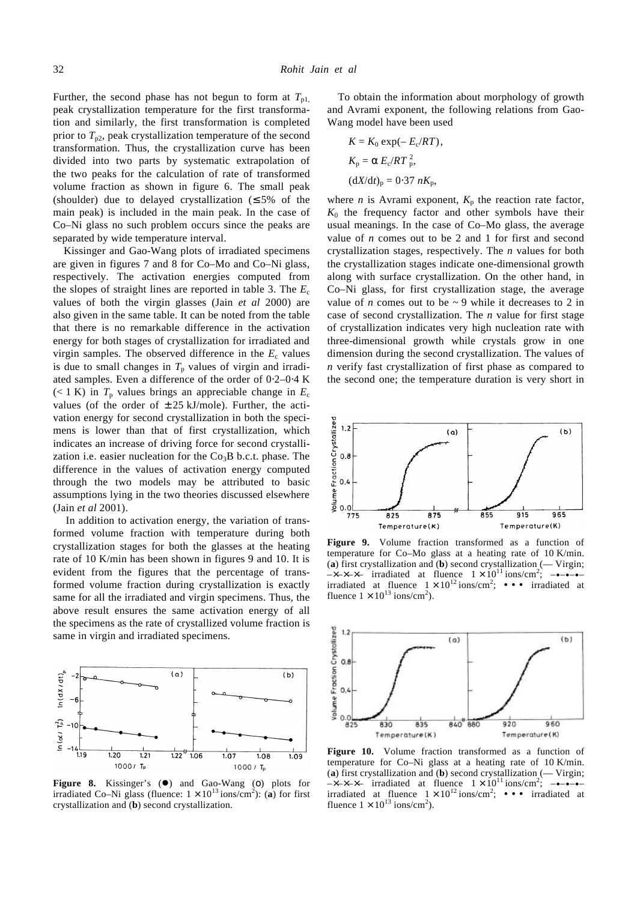Further, the second phase has not begun to form at $T_{p1}$, peak crystallization temperature for the first transformation and similarly, the first transformation is completed prior to $T_{p2}$, peak crystallization temperature of the second transformation. Thus, the crystallization curve has been divided into two parts by systematic extrapolation of the two peaks for the calculation of rate of transformed volume fraction as shown in figure 6. The small peak (shoulder) due to delayed crystallization (≤ 5% of the main peak) is included in the main peak. In the case of Co–Ni glass no such problem occurs since the peaks are separated by wide temperature interval.

Kissinger and Gao-Wang plots of irradiated specimens are given in figures 7 and 8 for Co–Mo and Co–Ni glass, respectively. The activation energies computed from the slopes of straight lines are reported in table 3. The $E_c$ values of both the virgin glasses (Jain *et al* 2000) are also given in the same table. It can be noted from the table that there is no remarkable difference in the activation energy for both stages of crystallization for irradiated and virgin samples. The observed difference in the $E_c$ values is due to small changes in $T_p$ values of virgin and irradiated samples. Even a difference of the order of 0·2–0·4 K (< 1 K) in $T_p$ values brings an appreciable change in $E_c$ values (of the order of ± 25 kJ/mole). Further, the activation energy for second crystallization in both the specimens is lower than that of first crystallization, which indicates an increase of driving force for second crystallization i.e. easier nucleation for the $Co_3B$ b.c.t. phase. The difference in the values of activation energy computed through the two models may be attributed to basic assumptions lying in the two theories discussed elsewhere (Jain *et al* 2001).

In addition to activation energy, the variation of transformed volume fraction with temperature during both crystallization stages for both the glasses at the heating rate of 10 K/min has been shown in figures 9 and 10. It is evident from the figures that the percentage of transformed volume fraction during crystallization is exactly same for all the irradiated and virgin specimens. Thus, the above result ensures the same activation energy of all the specimens as the rate of crystallized volume fraction is same in virgin and irradiated specimens.

**Figure 8.** Kissinger's (●) and Gao-Wang (○) plots for irradiated Co–Ni glass (fluence: $1 \times 10^{13}$ ions/cm$^2$): (**a**) for first crystallization and (**b**) second crystallization.

To obtain the information about morphology of growth and Avrami exponent, the following relations from Gao-Wang model have been used

$$K = K_0 \exp(-E_c/RT),$$

$$K_p = \alpha E_c/RT_p^2,$$

$$(dX/dt)_p = 0{\cdot}37\, nK_p,$$

where $n$ is Avrami exponent, $K_p$ the reaction rate factor, $K_0$ the frequency factor and other symbols have their usual meanings. In the case of Co–Mo glass, the average value of $n$ comes out to be 2 and 1 for first and second crystallization stages, respectively. The $n$ values for both the crystallization stages indicate one-dimensional growth along with surface crystallization. On the other hand, in Co–Ni glass, for first crystallization stage, the average value of $n$ comes out to be ~ 9 while it decreases to 2 in case of second crystallization. The $n$ value for first stage of crystallization indicates very high nucleation rate with three-dimensional growth while crystals grow in one dimension during the second crystallization. The values of $n$ verify fast crystallization of first phase as compared to the second one; the temperature duration is very short in

**Figure 9.** Volume fraction transformed as a function of temperature for Co–Mo glass at a heating rate of 10 K/min. (**a**) first crystallization and (**b**) second crystallization (— Virgin; –×–×–×– irradiated at fluence $1 \times 10^{11}$ ions/cm$^2$; –•–•–•– irradiated at fluence $1 \times 10^{12}$ ions/cm$^2$; • • • irradiated at fluence $1 \times 10^{13}$ ions/cm$^2$).

**Figure 10.** Volume fraction transformed as a function of temperature for Co–Ni glass at a heating rate of 10 K/min. (**a**) first crystallization and (**b**) second crystallization (— Virgin; –×–×–×– irradiated at fluence $1 \times 10^{11}$ ions/cm$^2$; –•–•–•– irradiated at fluence $1 \times 10^{12}$ ions/cm$^2$; • • • irradiated at fluence $1 \times 10^{13}$ ions/cm$^2$).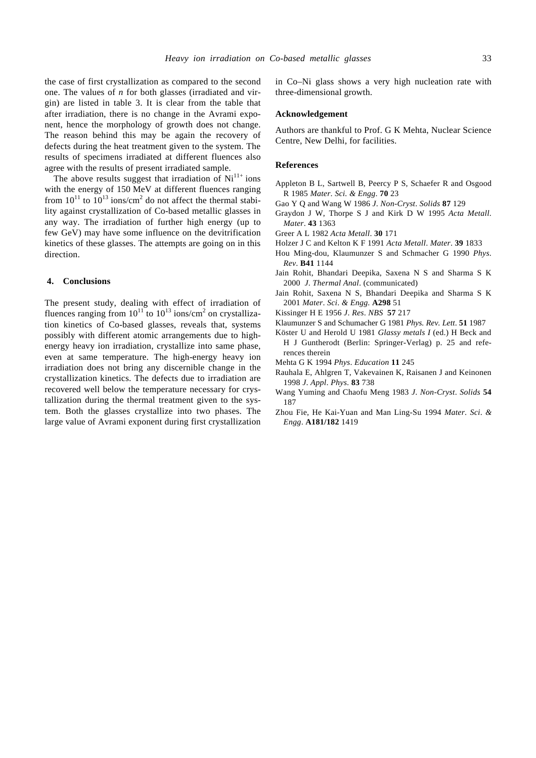the case of first crystallization as compared to the second one. The values of *n* for both glasses (irradiated and virgin) are listed in table 3. It is clear from the table that after irradiation, there is no change in the Avrami exponent, hence the morphology of growth does not change. The reason behind this may be again the recovery of defects during the heat treatment given to the system. The results of specimens irradiated at different fluences also agree with the results of present irradiated sample.

The above results suggest that irradiation of $Ni^{11+}$ ions with the energy of 150 MeV at different fluences ranging from $10^{11}$ to $10^{13}$ ions/cm$^2$ do not affect the thermal stability against crystallization of Co-based metallic glasses in any way. The irradiation of further high energy (up to few GeV) may have some influence on the devitrification kinetics of these glasses. The attempts are going on in this direction.

## 4. Conclusions

The present study, dealing with effect of irradiation of fluences ranging from $10^{11}$ to $10^{13}$ ions/cm$^2$ on crystallization kinetics of Co-based glasses, reveals that, systems possibly with different atomic arrangements due to high-energy heavy ion irradiation, crystallize into same phase, even at same temperature. The high-energy heavy ion irradiation does not bring any discernible change in the crystallization kinetics. The defects due to irradiation are recovered well below the temperature necessary for crystallization during the thermal treatment given to the system. Both the glasses crystallize into two phases. The large value of Avrami exponent during first crystallization in Co–Ni glass shows a very high nucleation rate with three-dimensional growth.

## Acknowledgement

Authors are thankful to Prof. G K Mehta, Nuclear Science Centre, New Delhi, for facilities.

## References

Appleton B L, Sartwell B, Peercy P S, Schaefer R and Osgood R 1985 *Mater. Sci. & Engg.* **70** 23

Gao Y Q and Wang W 1986 *J. Non-Cryst. Solids* **87** 129

Graydon J W, Thorpe S J and Kirk D W 1995 *Acta Metall. Mater.* **43** 1363

Greer A L 1982 *Acta Metall.* **30** 171

Holzer J C and Kelton K F 1991 *Acta Metall. Mater.* **39** 1833

Hou Ming-dou, Klaumunzer S and Schmacher G 1990 *Phys. Rev.* **B41** 1144

Jain Rohit, Bhandari Deepika, Saxena N S and Sharma S K 2000 *J. Thermal Anal.* (communicated)

Jain Rohit, Saxena N S, Bhandari Deepika and Sharma S K 2001 *Mater. Sci. & Engg.* **A298** 51

Kissinger H E 1956 *J. Res. NBS* **57** 217

Klaumunzer S and Schumacher G 1981 *Phys. Rev. Lett.* **51** 1987

Köster U and Herold U 1981 *Glassy metals I* (ed.) H Beck and H J Guntherodt (Berlin: Springer-Verlag) p. 25 and references therein

Mehta G K 1994 *Phys. Education* **11** 245

Rauhala E, Ahlgren T, Vakevainen K, Raisanen J and Keinonen 1998 *J. Appl. Phys.* **83** 738

Wang Yuming and Chaofu Meng 1983 *J. Non-Cryst. Solids* **54** 187

Zhou Fie, He Kai-Yuan and Man Ling-Su 1994 *Mater. Sci. & Engg.* **A181/182** 1419